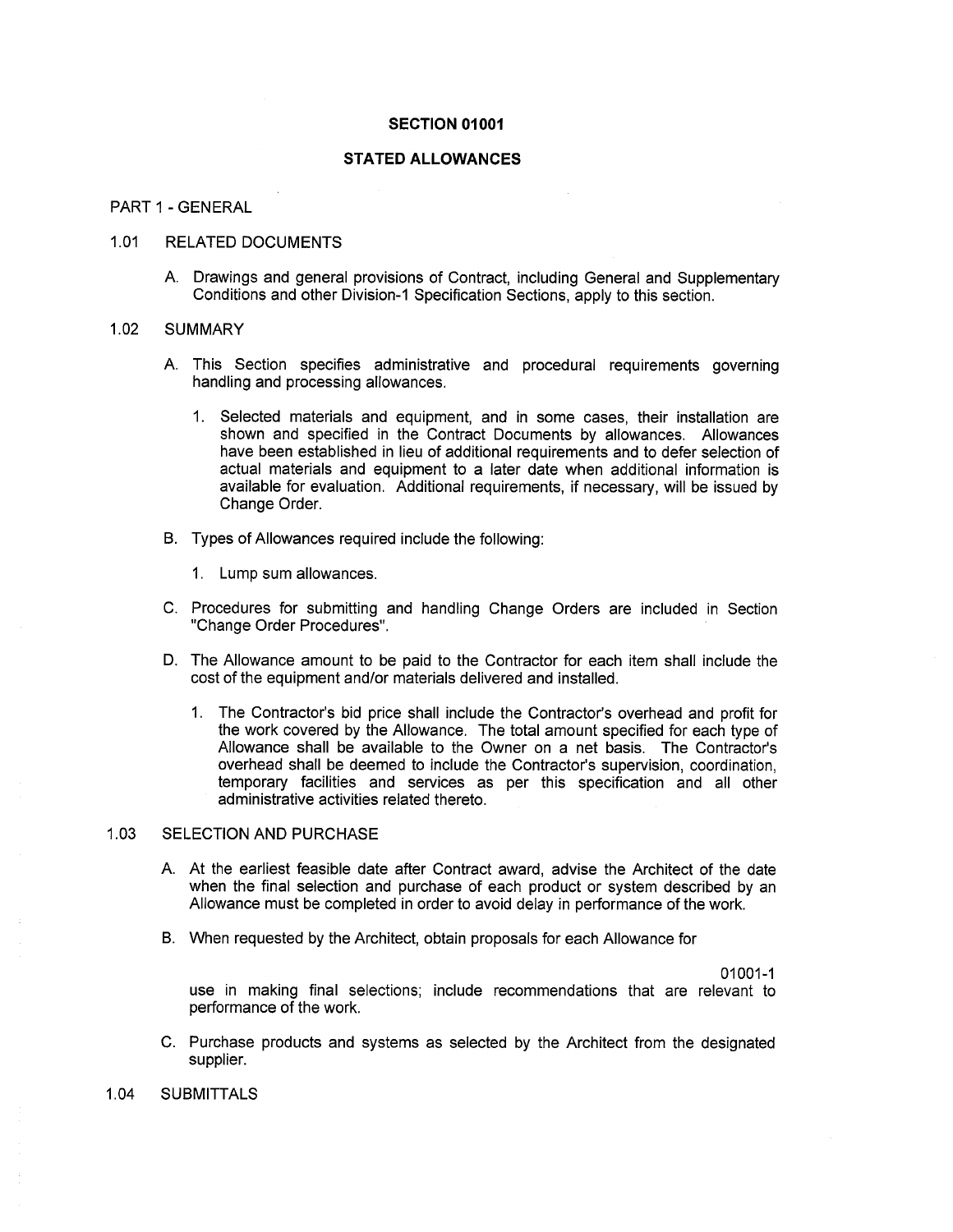## SECTION 01001

## STATED ALLOWANCES

PART 1 - GENERAL

1.01 RELATED DOCUMENTS

A. Drawings and general provisions of Contract, including General and Supplementary Conditions and other Division-1 Specification Sections, apply to this section.

1.02 SUMMARY

A. This Section specifies administrative and procedural requirements governing handling and processing allowances.

   1. Selected materials and equipment, and in some cases, their installation are shown and specified in the Contract Documents by allowances. Allowances have been established in lieu of additional requirements and to defer selection of actual materials and equipment to a later date when additional information is available for evaluation. Additional requirements, if necessary, will be issued by Change Order.

B. Types of Allowances required include the following:

   1. Lump sum allowances.

C. Procedures for submitting and handling Change Orders are included in Section "Change Order Procedures".

D. The Allowance amount to be paid to the Contractor for each item shall include the cost of the equipment and/or materials delivered and installed.

   1. The Contractor's bid price shall include the Contractor's overhead and profit for the work covered by the Allowance. The total amount specified for each type of Allowance shall be available to the Owner on a net basis. The Contractor's overhead shall be deemed to include the Contractor's supervision, coordination, temporary facilities and services as per this specification and all other administrative activities related thereto.

1.03 SELECTION AND PURCHASE

A. At the earliest feasible date after Contract award, advise the Architect of the date when the final selection and purchase of each product or system described by an Allowance must be completed in order to avoid delay in performance of the work.

B. When requested by the Architect, obtain proposals for each Allowance for use in making final selections; include recommendations that are relevant to performance of the work.

C. Purchase products and systems as selected by the Architect from the designated supplier.

1.04 SUBMITTALS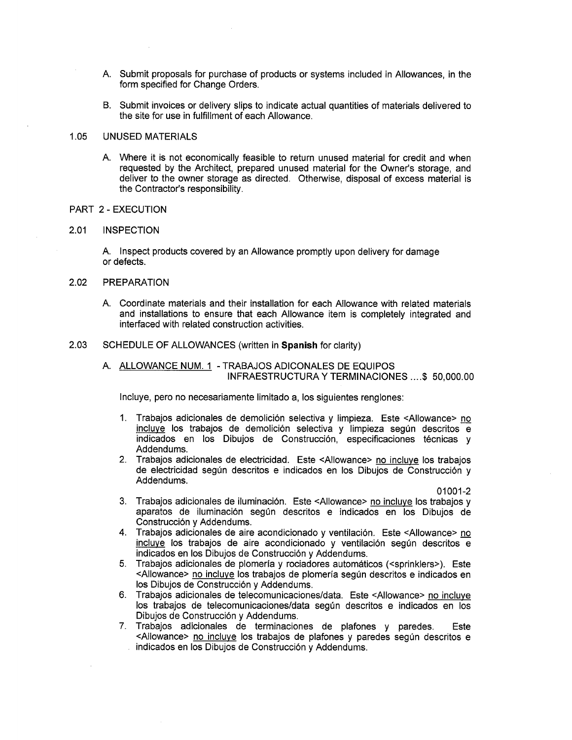A. Submit proposals for purchase of products or systems included in Allowances, in the form specified for Change Orders.

B. Submit invoices or delivery slips to indicate actual quantities of materials delivered to the site for use in fulfillment of each Allowance.

1.05 UNUSED MATERIALS

A. Where it is not economically feasible to return unused material for credit and when requested by the Architect, prepared unused material for the Owner's storage, and deliver to the owner storage as directed. Otherwise, disposal of excess material is the Contractor's responsibility.

PART 2 - EXECUTION

2.01 INSPECTION

A. Inspect products covered by an Allowance promptly upon delivery for damage or defects.

2.02 PREPARATION

A. Coordinate materials and their installation for each Allowance with related materials and installations to ensure that each Allowance item is completely integrated and interfaced with related construction activities.

2.03 SCHEDULE OF ALLOWANCES (written in **Spanish** for clarity)

A. <u>ALLOWANCE NUM. 1</u> - TRABAJOS ADICONALES DE EQUIPOS INFRAESTRUCTURA Y TERMINACIONES ....$ 50,000.00

Incluye, pero no necesariamente limitado a, los siguientes renglones:

1. Trabajos adicionales de demolición selectiva y limpieza. Este <Allowance> <u>no incluye</u> los trabajos de demolición selectiva y limpieza según descritos e indicados en los Dibujos de Construcción, especificaciones técnicas y Addendums.
2. Trabajos adicionales de electricidad. Este <Allowance> <u>no incluye</u> los trabajos de electricidad según descritos e indicados en los Dibujos de Construcción y Addendums.
3. Trabajos adicionales de iluminación. Este <Allowance> <u>no incluye</u> los trabajos y aparatos de iluminación según descritos e indicados en los Dibujos de Construcción y Addendums.
4. Trabajos adicionales de aire acondicionado y ventilación. Este <Allowance> <u>no incluye</u> los trabajos de aire acondicionado y ventilación según descritos e indicados en los Dibujos de Construcción y Addendums.
5. Trabajos adicionales de plomería y rociadores automáticos (<sprinklers>). Este <Allowance> <u>no incluye</u> los trabajos de plomería según descritos e indicados en los Dibujos de Construcción y Addendums.
6. Trabajos adicionales de telecomunicaciones/data. Este <Allowance> <u>no incluye</u> los trabajos de telecomunicaciones/data según descritos e indicados en los Dibujos de Construcción y Addendums.
7. Trabajos adicionales de terminaciones de plafones y paredes. Este <Allowance> <u>no incluye</u> los trabajos de plafones y paredes según descritos e indicados en los Dibujos de Construcción y Addendums.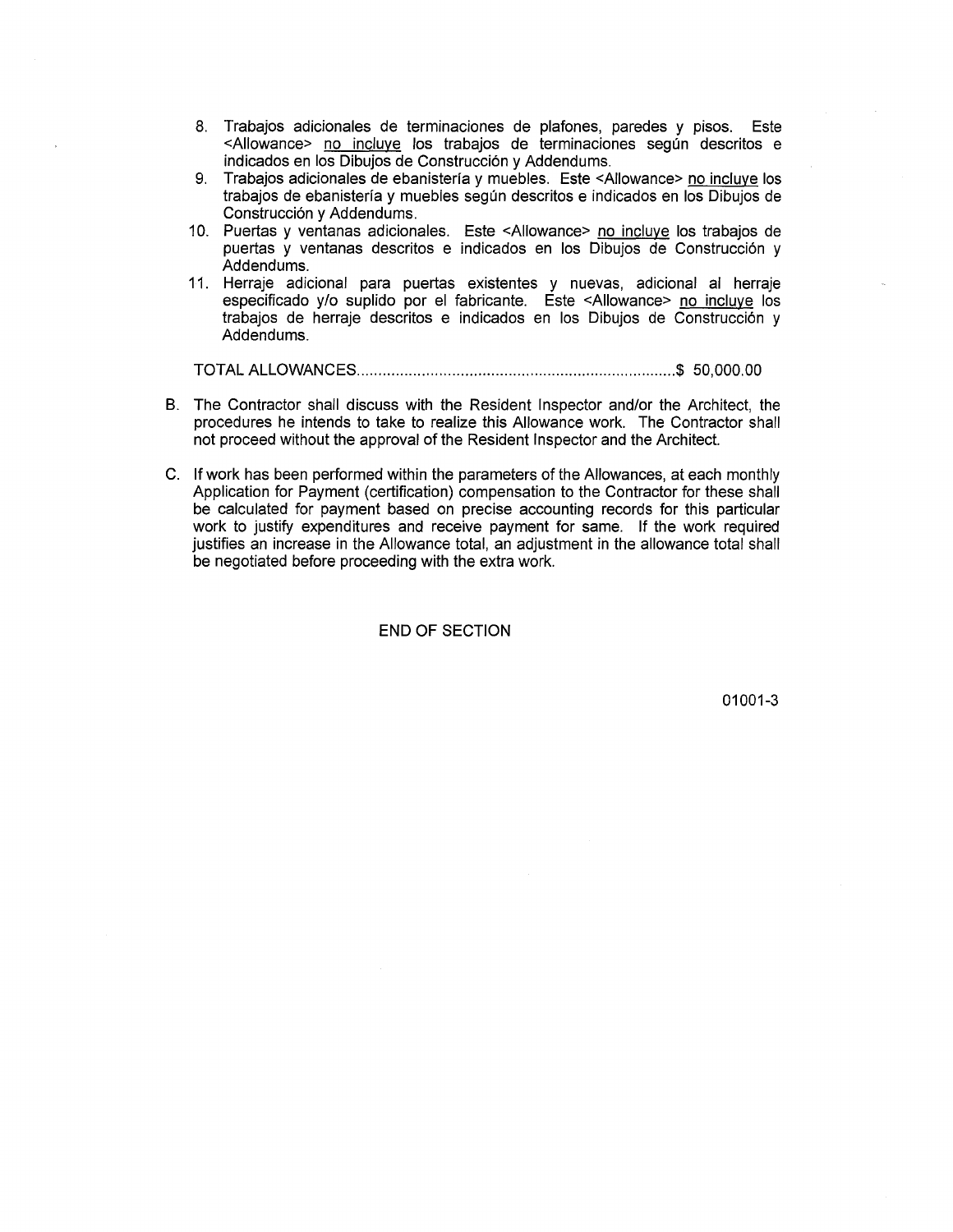8. Trabajos adicionales de terminaciones de plafones, paredes y pisos. Este <Allowance> no incluye los trabajos de terminaciones según descritos e indicados en los Dibujos de Construcción y Addendums.
9. Trabajos adicionales de ebanistería y muebles. Este <Allowance> no incluye los trabajos de ebanistería y muebles según descritos e indicados en los Dibujos de Construcción y Addendums.
10. Puertas y ventanas adicionales. Este <Allowance> no incluye los trabajos de puertas y ventanas descritos e indicados en los Dibujos de Construcción y Addendums.
11. Herraje adicional para puertas existentes y nuevas, adicional al herraje especificado y/o suplido por el fabricante. Este <Allowance> no incluye los trabajos de herraje descritos e indicados en los Dibujos de Construcción y Addendums.

TOTAL ALLOWANCES........................................................................$ 50,000.00

B. The Contractor shall discuss with the Resident Inspector and/or the Architect, the procedures he intends to take to realize this Allowance work. The Contractor shall not proceed without the approval of the Resident Inspector and the Architect.

C. If work has been performed within the parameters of the Allowances, at each monthly Application for Payment (certification) compensation to the Contractor for these shall be calculated for payment based on precise accounting records for this particular work to justify expenditures and receive payment for same. If the work required justifies an increase in the Allowance total, an adjustment in the allowance total shall be negotiated before proceeding with the extra work.

END OF SECTION